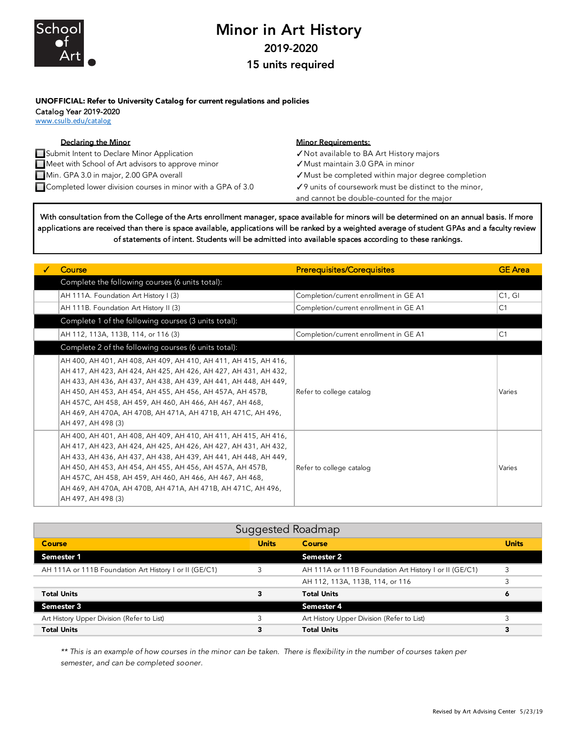School of Art

# Minor in Art History

## 2019-2020

## 15 units required

**UNOFFICIAL: Refer to University Catalog for current regulations and policies**

Catalog Year 2019-2020

www.csulb.edu/catalog

**Declaring the Minor**

- ☐ Submit Intent to Declare Minor Application
- ☐ Meet with School of Art advisors to approve minor
- ☐ Min. GPA 3.0 in major, 2.00 GPA overall
- ☐ Completed lower division courses in minor with a GPA of 3.0

**Minor Requirements:**

- ✓ Not available to BA Art History majors
- ✓ Must maintain 3.0 GPA in minor
- ✓ Must be completed within major degree completion
- ✓ 9 units of coursework must be distinct to the minor, and cannot be double-counted for the major

With consultation from the College of the Arts enrollment manager, space available for minors will be determined on an annual basis. If more applications are received than there is space available, applications will be ranked by a weighted average of student GPAs and a faculty review of statements of intent. Students will be admitted into available spaces according to these rankings.

| ✓ | Course | Prerequisites/Corequisites | GE Area |
|---|---|---|---|
| | **Complete the following courses (6 units total):** | | |
| | AH 111A. Foundation Art History I (3) | Completion/current enrollment in GE A1 | C1, GI |
| | AH 111B. Foundation Art History II (3) | Completion/current enrollment in GE A1 | C1 |
| | **Complete 1 of the following courses (3 units total):** | | |
| | AH 112, 113A, 113B, 114, or 116 (3) | Completion/current enrollment in GE A1 | C1 |
| | **Complete 2 of the following courses (6 units total):** | | |
| | AH 400, AH 401, AH 408, AH 409, AH 410, AH 411, AH 415, AH 416, AH 417, AH 423, AH 424, AH 425, AH 426, AH 427, AH 431, AH 432, AH 433, AH 436, AH 437, AH 438, AH 439, AH 441, AH 448, AH 449, AH 450, AH 453, AH 454, AH 455, AH 456, AH 457A, AH 457B, AH 457C, AH 458, AH 459, AH 460, AH 466, AH 467, AH 468, AH 469, AH 470A, AH 470B, AH 471A, AH 471B, AH 471C, AH 496, AH 497, AH 498 (3) | Refer to college catalog | Varies |
| | AH 400, AH 401, AH 408, AH 409, AH 410, AH 411, AH 415, AH 416, AH 417, AH 423, AH 424, AH 425, AH 426, AH 427, AH 431, AH 432, AH 433, AH 436, AH 437, AH 438, AH 439, AH 441, AH 448, AH 449, AH 450, AH 453, AH 454, AH 455, AH 456, AH 457A, AH 457B, AH 457C, AH 458, AH 459, AH 460, AH 466, AH 467, AH 468, AH 469, AH 470A, AH 470B, AH 471A, AH 471B, AH 471C, AH 496, AH 497, AH 498 (3) | Refer to college catalog | Varies |

### Suggested Roadmap

| Course | Units | Course | Units |
|---|---|---|---|
| **Semester 1** | | **Semester 2** | |
| AH 111A or 111B Foundation Art History I or II (GE/C1) | 3 | AH 111A or 111B Foundation Art History I or II (GE/C1) | 3 |
| | | AH 112, 113A, 113B, 114, or 116 | 3 |
| **Total Units** | **3** | **Total Units** | **6** |
| **Semester 3** | | **Semester 4** | |
| Art History Upper Division (Refer to List) | 3 | Art History Upper Division (Refer to List) | 3 |
| **Total Units** | **3** | **Total Units** | **3** |

*** This is an example of how courses in the minor can be taken. There is flexibility in the number of courses taken per semester, and can be completed sooner.*

Revised by Art Advising Center 5/23/19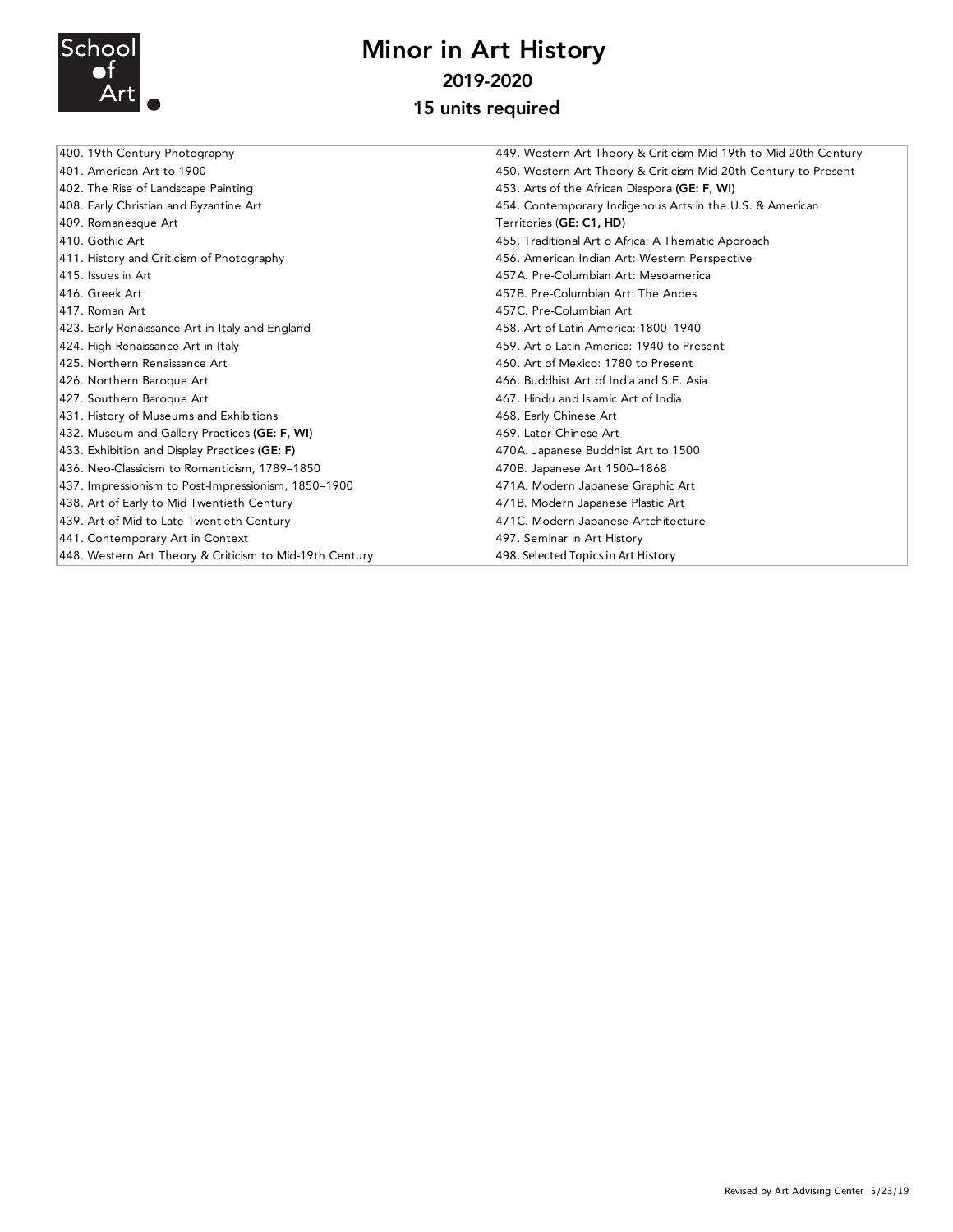School of Art

# Minor in Art History

## 2019-2020

## 15 units required

| | |
|---|---|
| 400. 19th Century Photography | 449. Western Art Theory & Criticism Mid-19th to Mid-20th Century |
| 401. American Art to 1900 | 450. Western Art Theory & Criticism Mid-20th Century to Present |
| 402. The Rise of Landscape Painting | 453. Arts of the African Diaspora **(GE: F, WI)** |
| 408. Early Christian and Byzantine Art | 454. Contemporary Indigenous Arts in the U.S. & American Territories (**GE: C1, HD)** |
| 409. Romanesque Art | 455. Traditional Art o Africa: A Thematic Approach |
| 410. Gothic Art | 456. American Indian Art: Western Perspective |
| 411. History and Criticism of Photography | 457A. Pre-Columbian Art: Mesoamerica |
| 415. Issues in Art | 457B. Pre-Columbian Art: The Andes |
| 416. Greek Art | 457C. Pre-Columbian Art |
| 417. Roman Art | 458. Art of Latin America: 1800–1940 |
| 423. Early Renaissance Art in Italy and England | 459. Art o Latin America: 1940 to Present |
| 424. High Renaissance Art in Italy | 460. Art of Mexico: 1780 to Present |
| 425. Northern Renaissance Art | 466. Buddhist Art of India and S.E. Asia |
| 426. Northern Baroque Art | 467. Hindu and Islamic Art of India |
| 427. Southern Baroque Art | 468. Early Chinese Art |
| 431. History of Museums and Exhibitions | 469. Later Chinese Art |
| 432. Museum and Gallery Practices **(GE: F, WI)** | 470A. Japanese Buddhist Art to 1500 |
| 433. Exhibition and Display Practices **(GE: F)** | 470B. Japanese Art 1500–1868 |
| 436. Neo-Classicism to Romanticism, 1789–1850 | 471A. Modern Japanese Graphic Art |
| 437. Impressionism to Post-Impressionism, 1850–1900 | 471B. Modern Japanese Plastic Art |
| 438. Art of Early to Mid Twentieth Century | 471C. Modern Japanese Artchitecture |
| 439. Art of Mid to Late Twentieth Century | 497. Seminar in Art History |
| 441. Contemporary Art in Context | 498. Selected Topics in Art History |
| 448. Western Art Theory & Criticism to Mid-19th Century | |

Revised by Art Advising Center 5/23/19